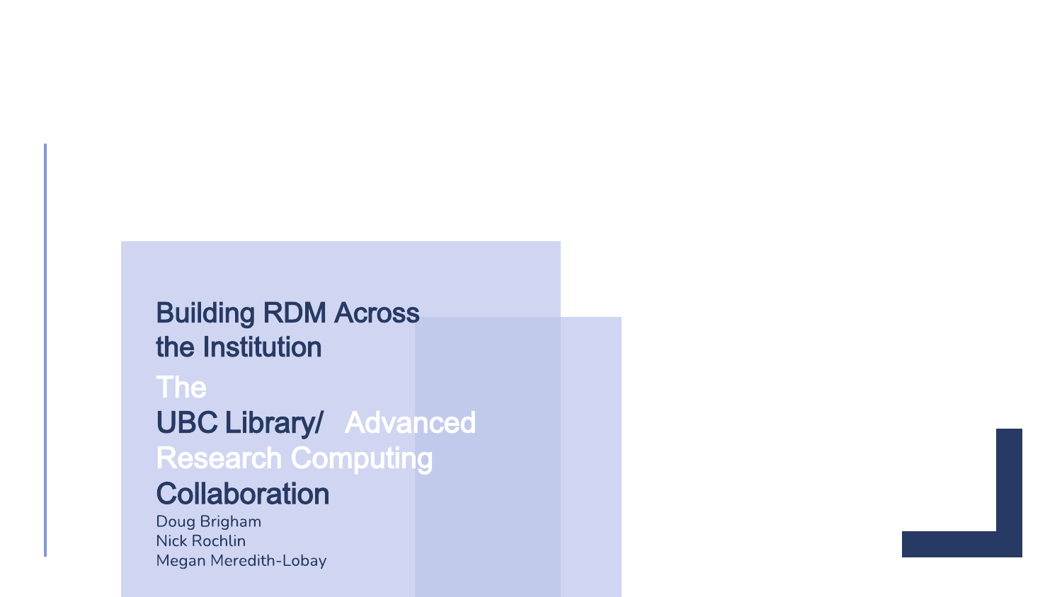# Building RDM Across the Institution

## The UBC Library/ Advanced Research Computing Collaboration

Doug Brigham
Nick Rochlin
Megan Meredith-Lobay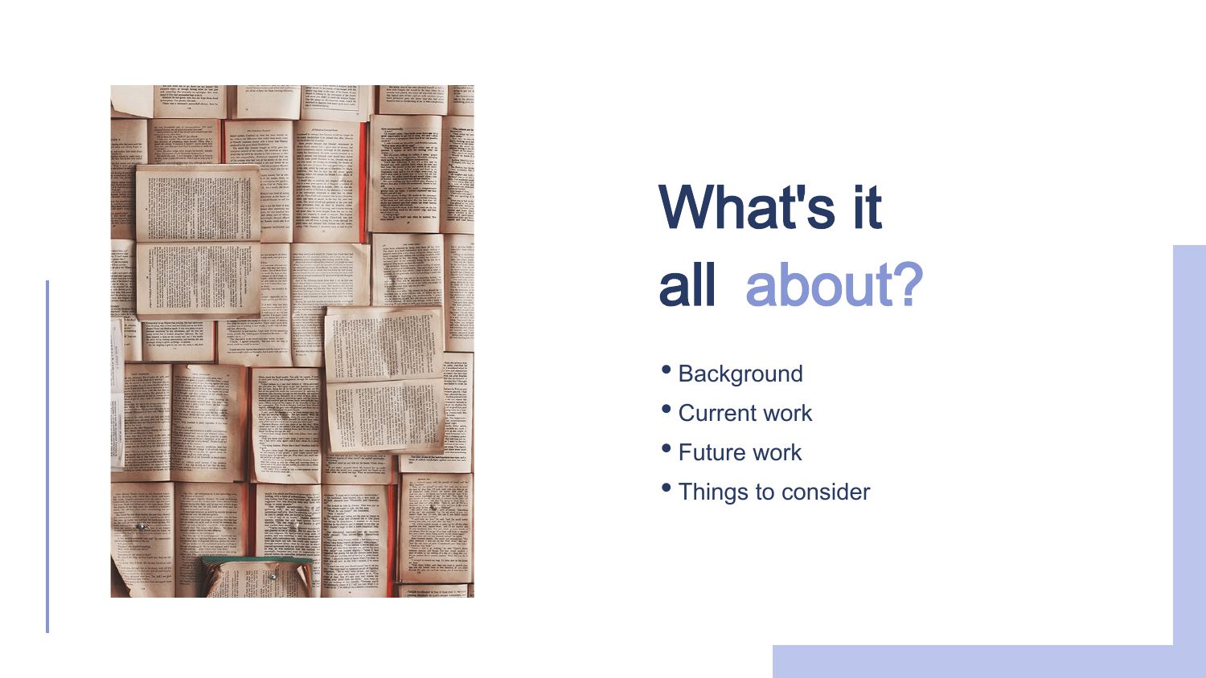# What's it all about?

- Background
- Current work
- Future work
- Things to consider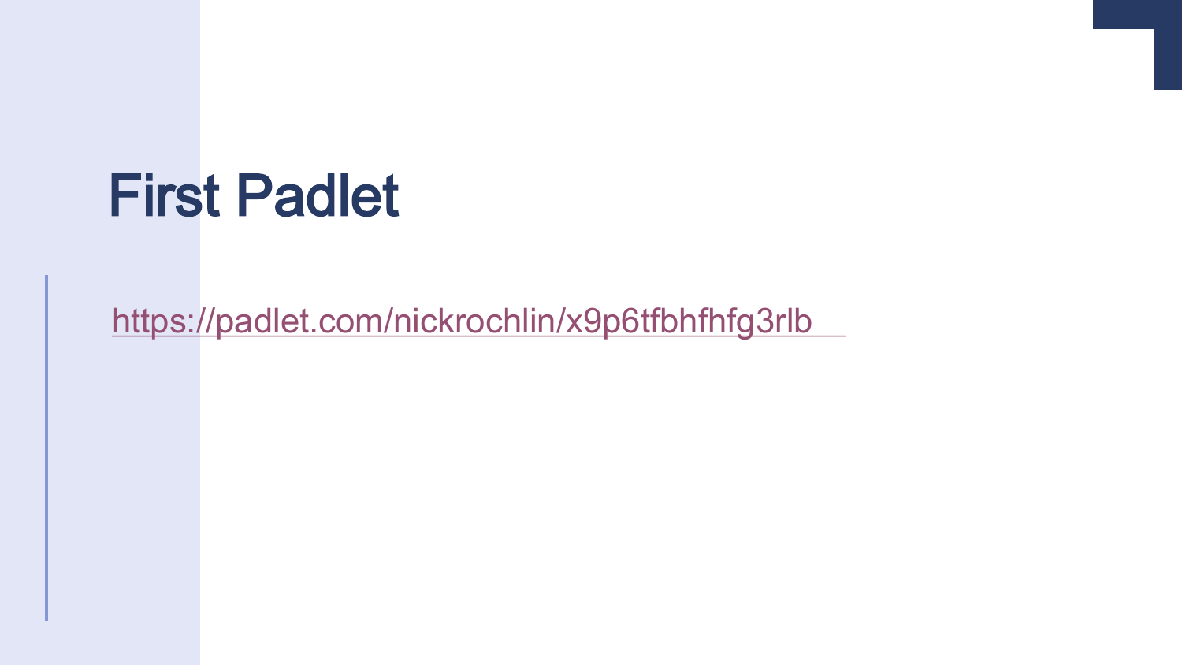# First Padlet

https://padlet.com/nickrochlin/x9p6tfbhfhfg3rlb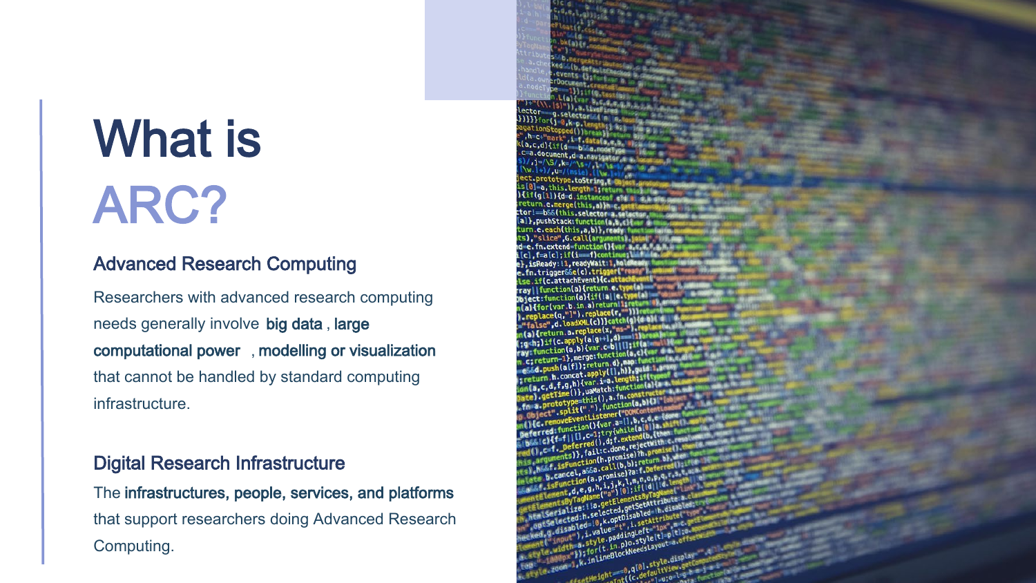# What is ARC?

## Advanced Research Computing

Researchers with advanced research computing needs generally involve **big data**, **large computational power**, **modelling or visualization** that cannot be handled by standard computing infrastructure.

## Digital Research Infrastructure

The **infrastructures, people, services, and platforms** that support researchers doing Advanced Research Computing.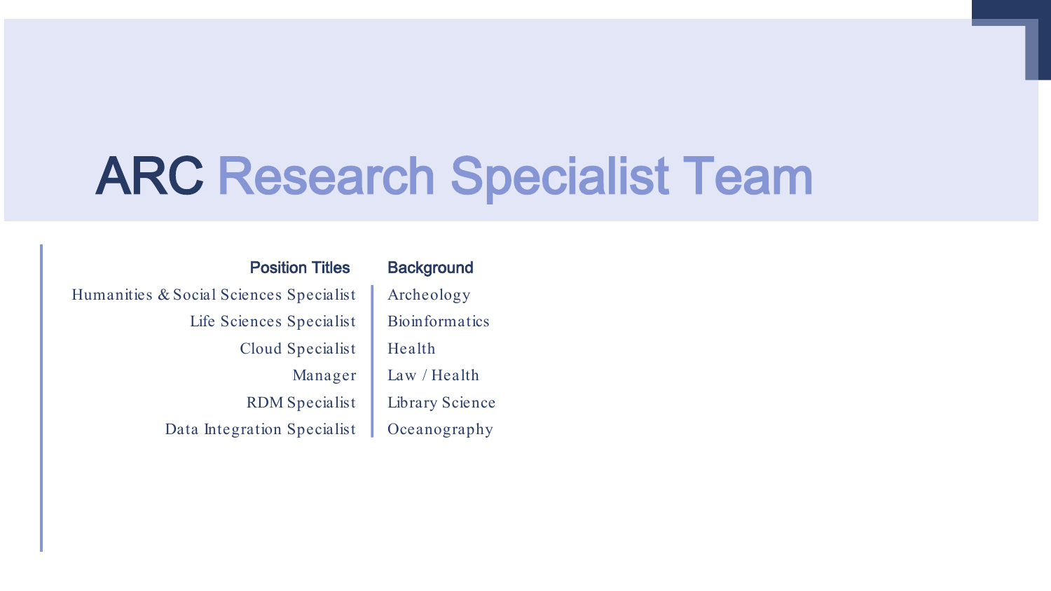# ARC Research Specialist Team

| Position Titles | Background |
| --- | --- |
| Humanities & Social Sciences Specialist | Archeology |
| Life Sciences Specialist | Bioinformatics |
| Cloud Specialist | Health |
| Manager | Law / Health |
| RDM Specialist | Library Science |
| Data Integration Specialist | Oceanography |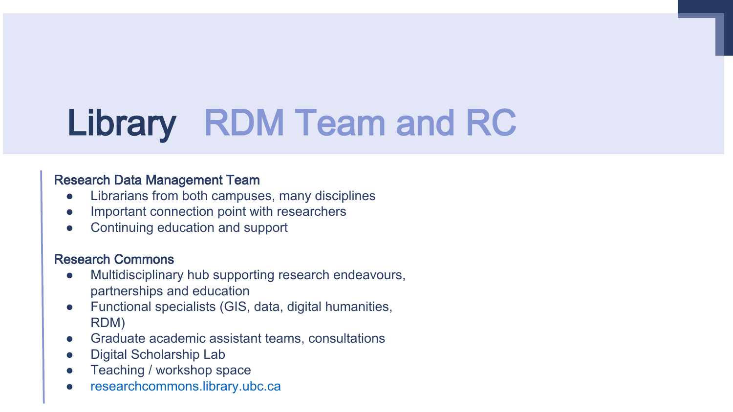# Library RDM Team and RC

**Research Data Management Team**

- Librarians from both campuses, many disciplines
- Important connection point with researchers
- Continuing education and support

**Research Commons**

- Multidisciplinary hub supporting research endeavours, partnerships and education
- Functional specialists (GIS, data, digital humanities, RDM)
- Graduate academic assistant teams, consultations
- Digital Scholarship Lab
- Teaching / workshop space
- researchcommons.library.ubc.ca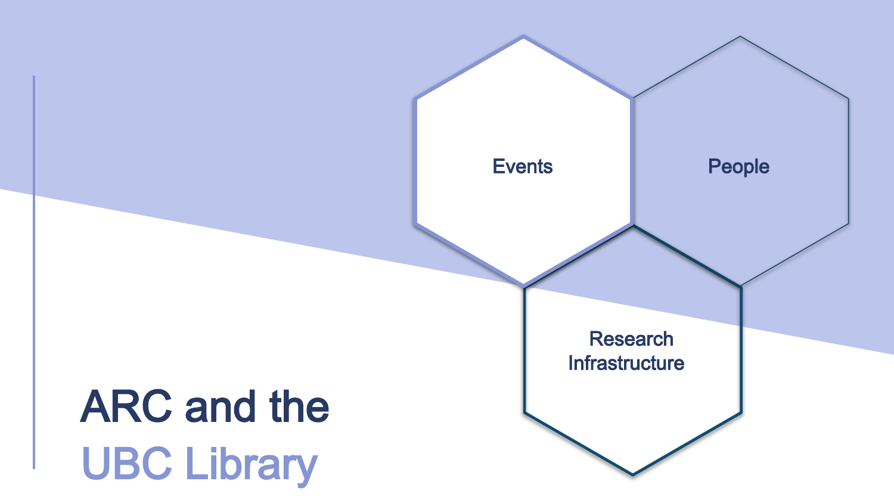# ARC and the UBC Library

- Events
- People
- Research Infrastructure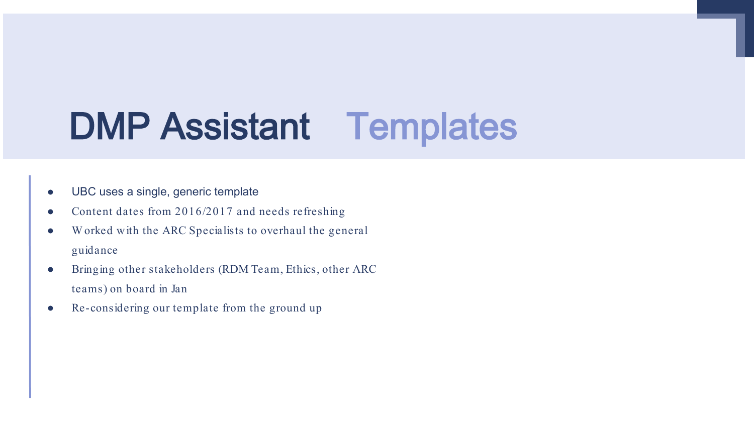# DMP Assistant Templates

- UBC uses a single, generic template
- Content dates from 2016/2017 and needs refreshing
- Worked with the ARC Specialists to overhaul the general guidance
- Bringing other stakeholders (RDM Team, Ethics, other ARC teams) on board in Jan
- Re-considering our template from the ground up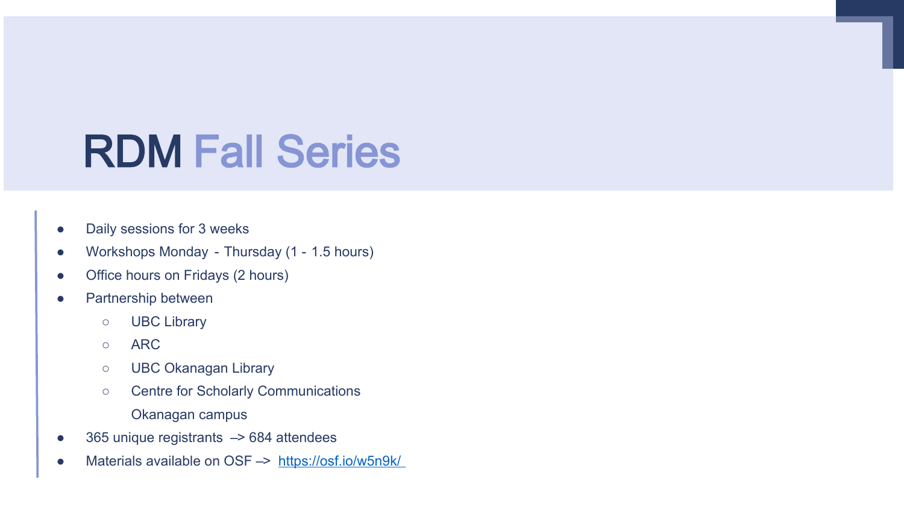# RDM Fall Series

- Daily sessions for 3 weeks
- Workshops Monday - Thursday (1 - 1.5 hours)
- Office hours on Fridays (2 hours)
- Partnership between
  - UBC Library
  - ARC
  - UBC Okanagan Library
  - Centre for Scholarly Communications Okanagan campus
- 365 unique registrants –> 684 attendees
- Materials available on OSF –> [https://osf.io/w5n9k/](https://osf.io/w5n9k/)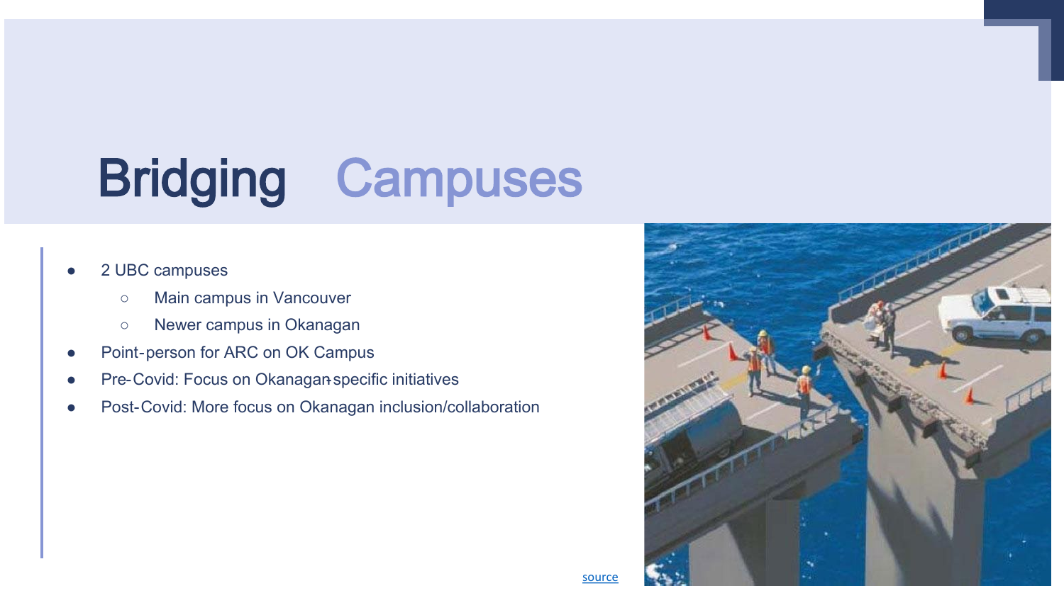# Bridging Campuses

- 2 UBC campuses
  - Main campus in Vancouver
  - Newer campus in Okanagan
- Point-person for ARC on OK Campus
- Pre-Covid: Focus on Okanagan-specific initiatives
- Post-Covid: More focus on Okanagan inclusion/collaboration

source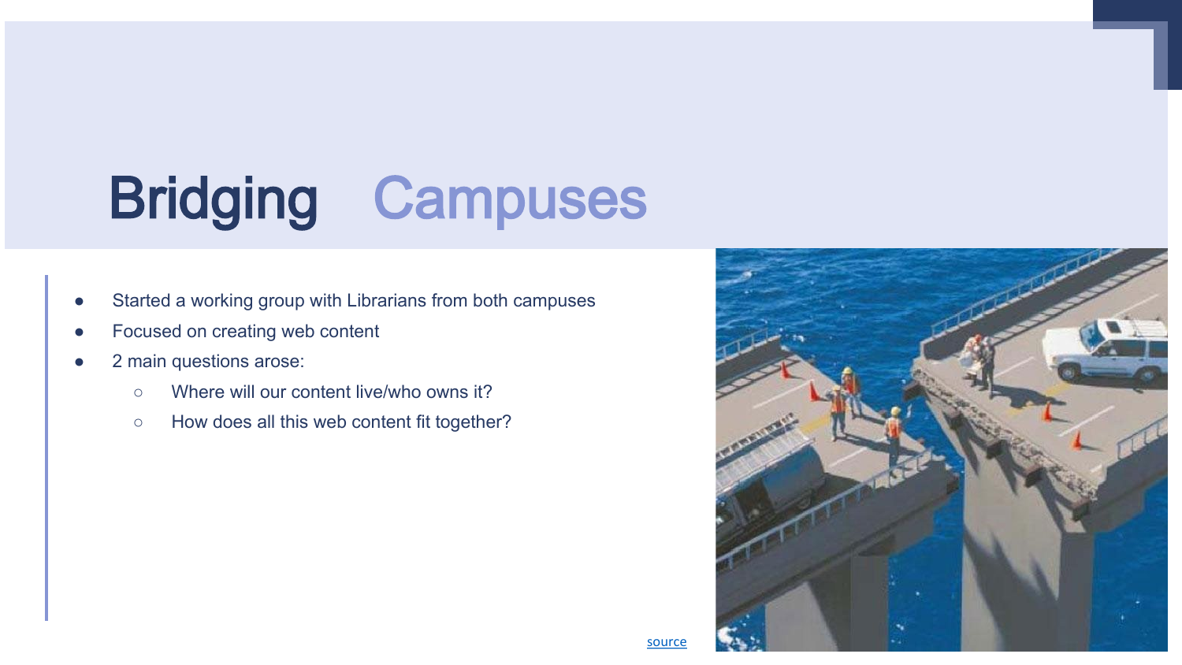# Bridging Campuses

- Started a working group with Librarians from both campuses
- Focused on creating web content
- 2 main questions arose:
  - Where will our content live/who owns it?
  - How does all this web content fit together?

source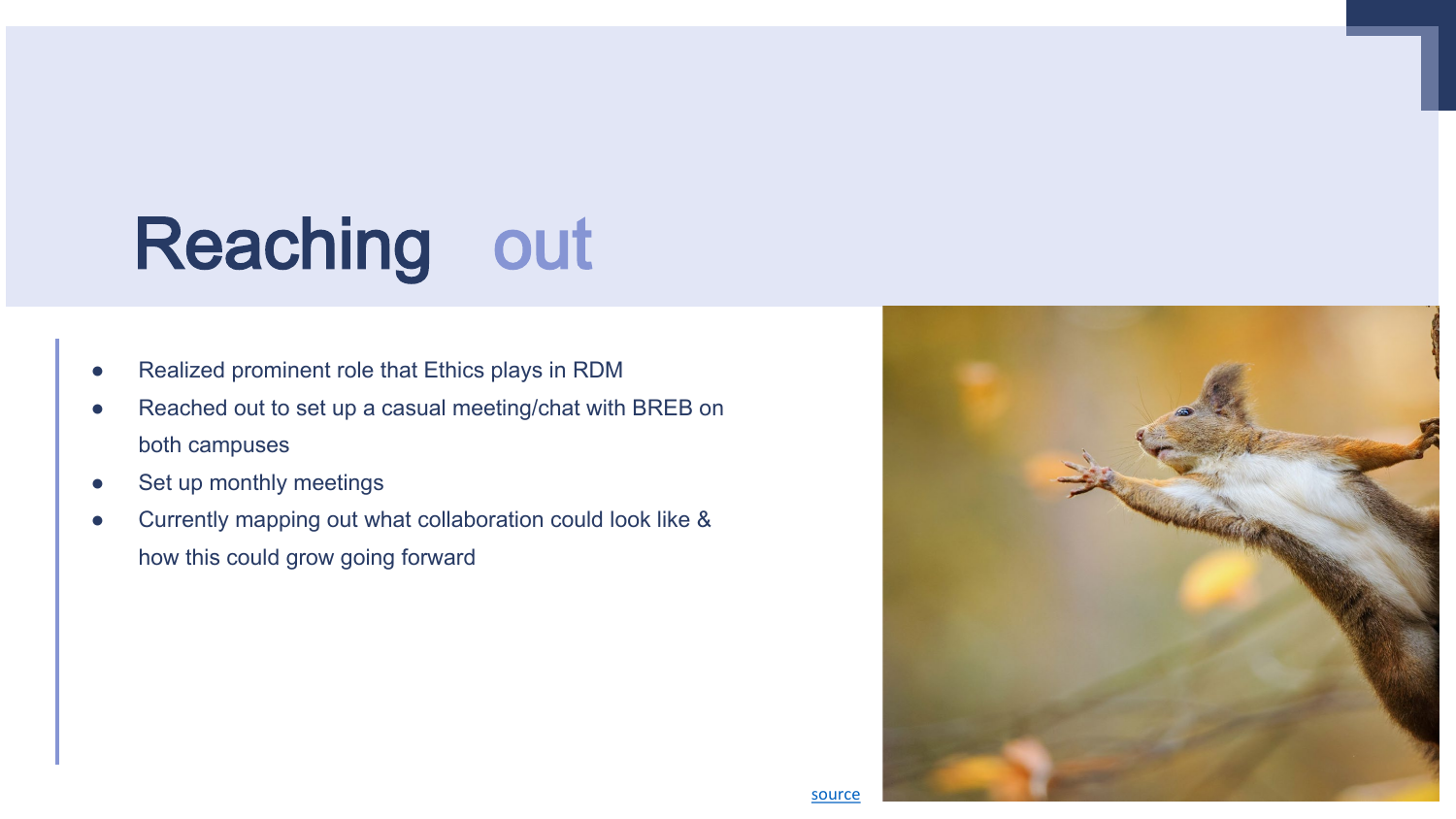# Reaching out

- Realized prominent role that Ethics plays in RDM
- Reached out to set up a casual meeting/chat with BREB on both campuses
- Set up monthly meetings
- Currently mapping out what collaboration could look like & how this could grow going forward

source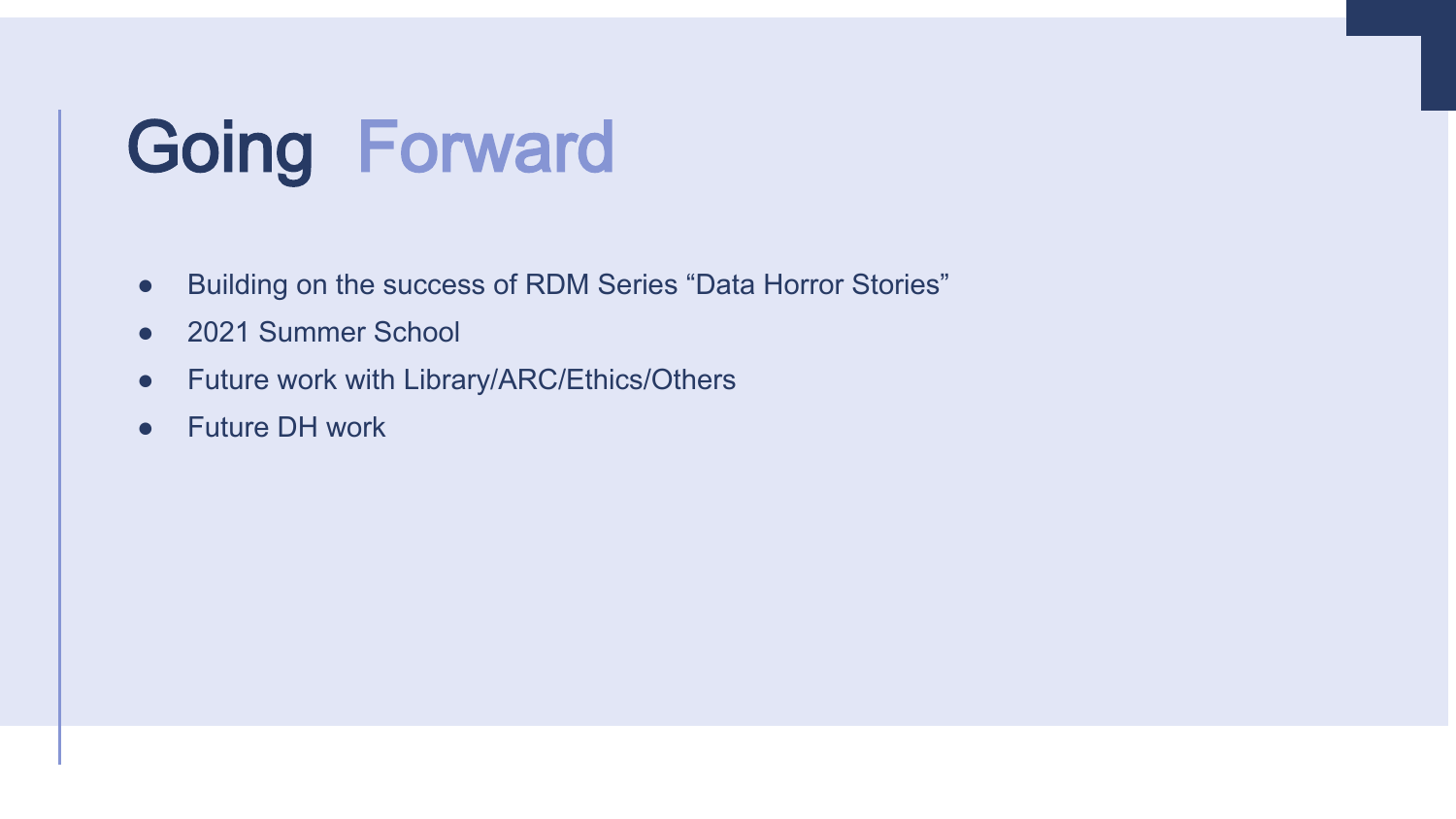# Going Forward

- Building on the success of RDM Series “Data Horror Stories”
- 2021 Summer School
- Future work with Library/ARC/Ethics/Others
- Future DH work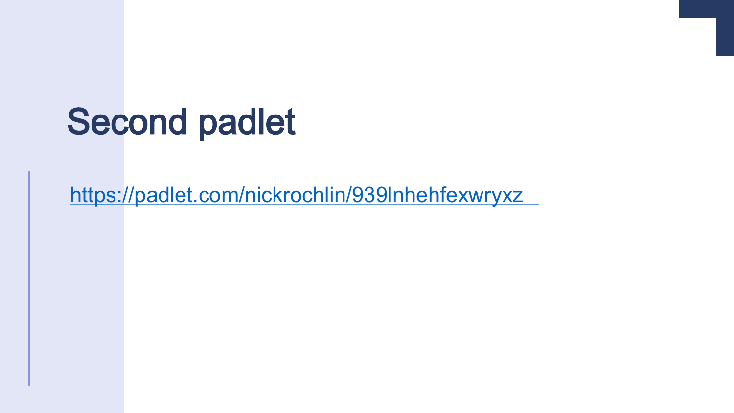# Second padlet

https://padlet.com/nickrochlin/939lnhehfexwryxz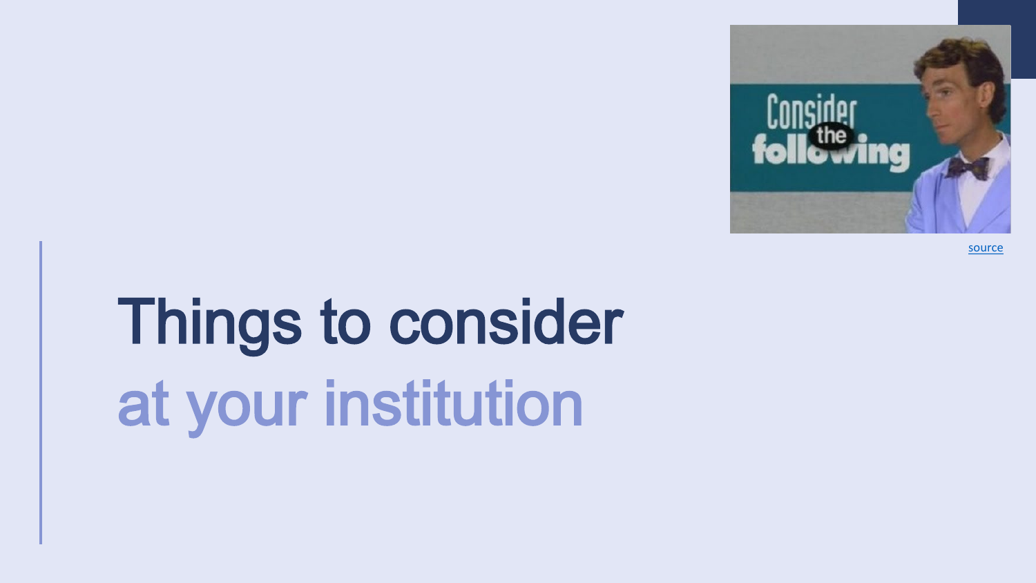source

# Things to consider at your institution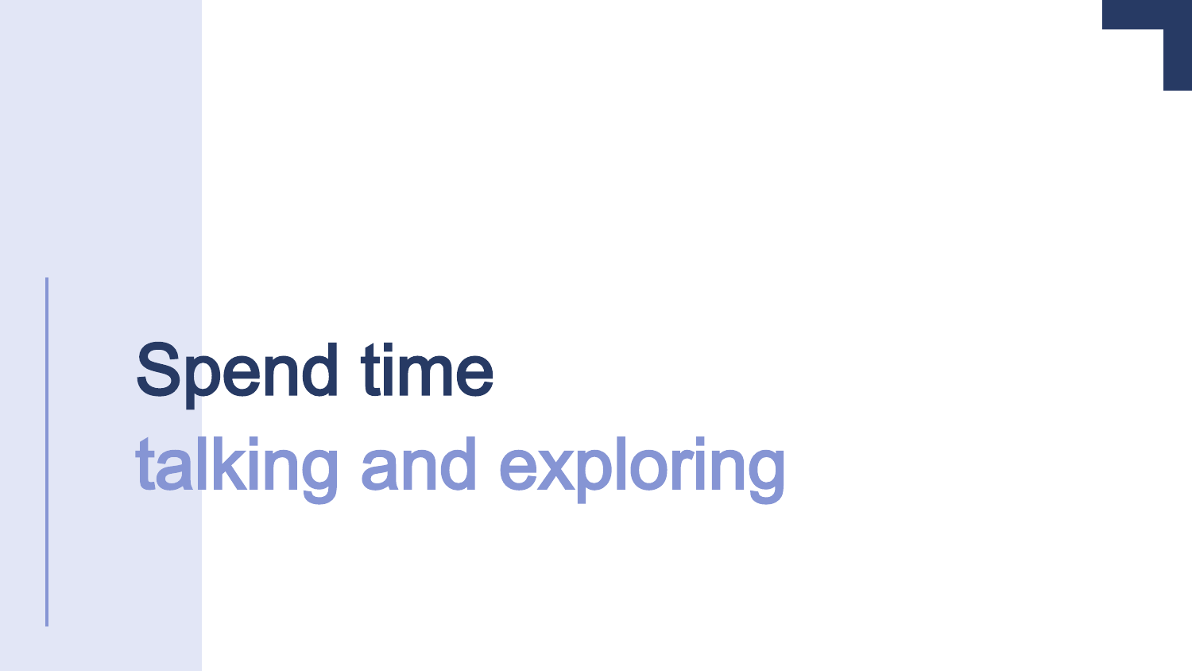# Spend time
## talking and exploring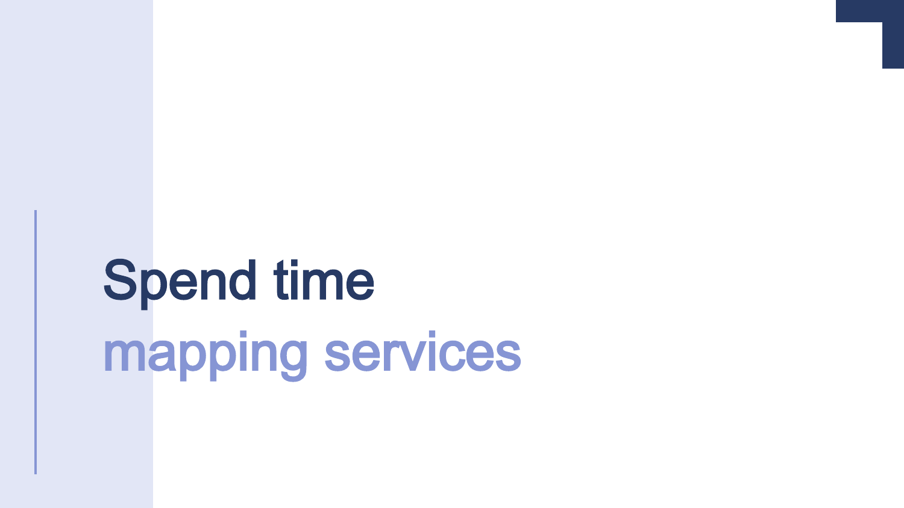# Spend time mapping services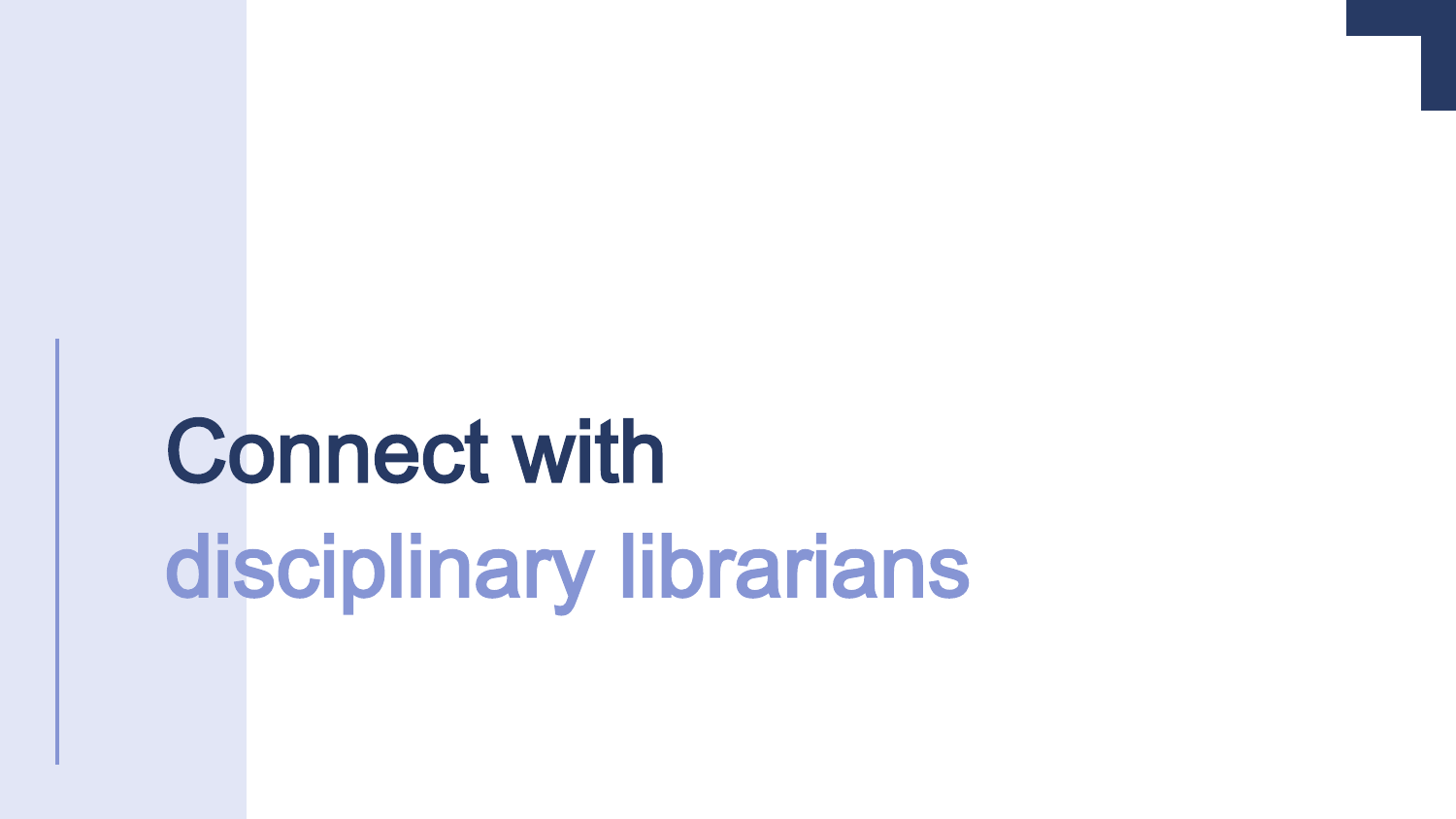# Connect with disciplinary librarians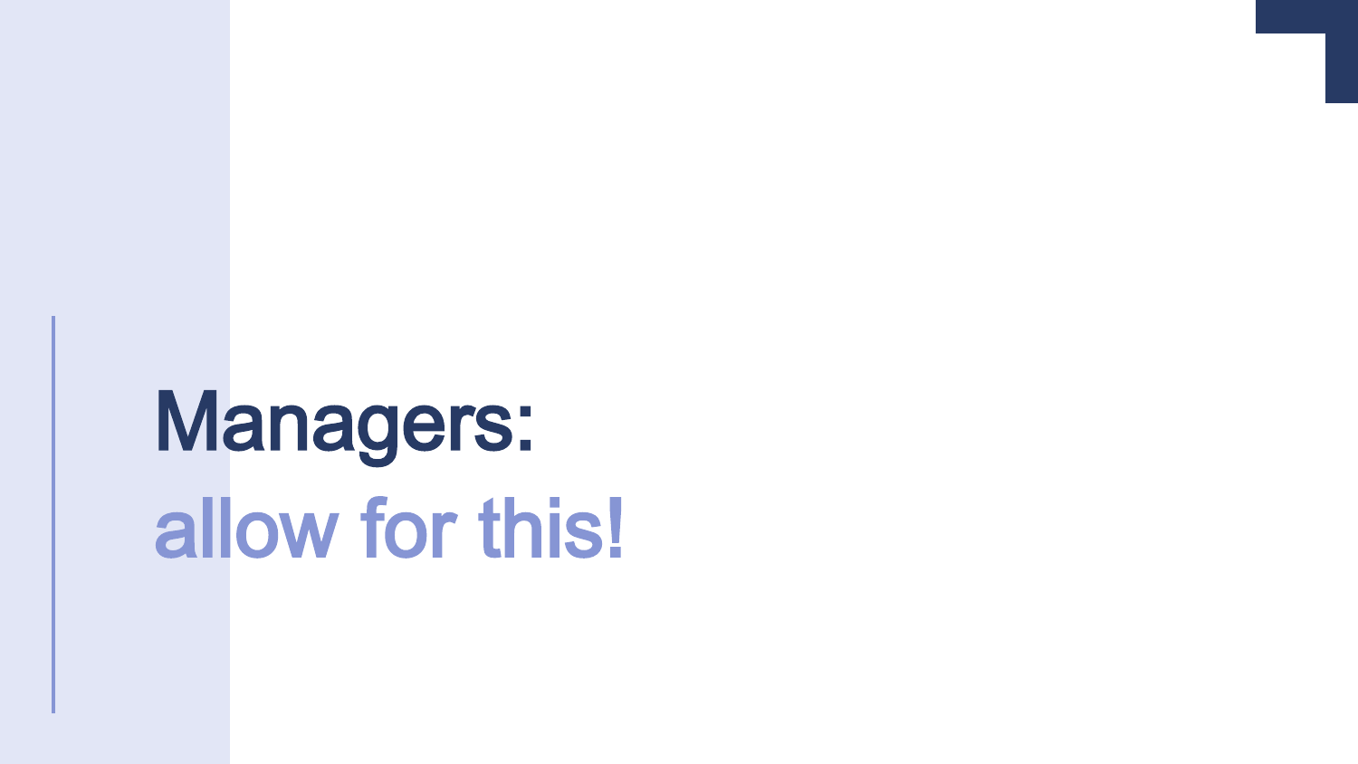# Managers:
## allow for this!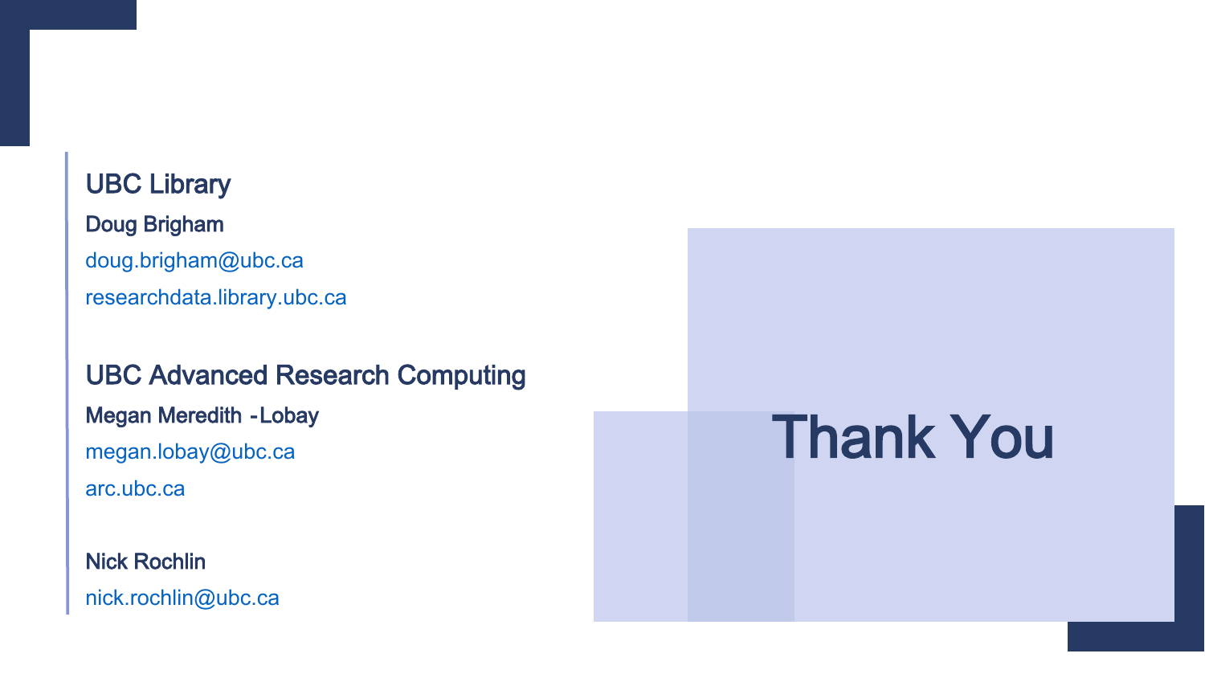## UBC Library

**Doug Brigham**

doug.brigham@ubc.ca

researchdata.library.ubc.ca

## UBC Advanced Research Computing

**Megan Meredith -Lobay**

megan.lobay@ubc.ca

arc.ubc.ca

**Nick Rochlin**

nick.rochlin@ubc.ca

# Thank You